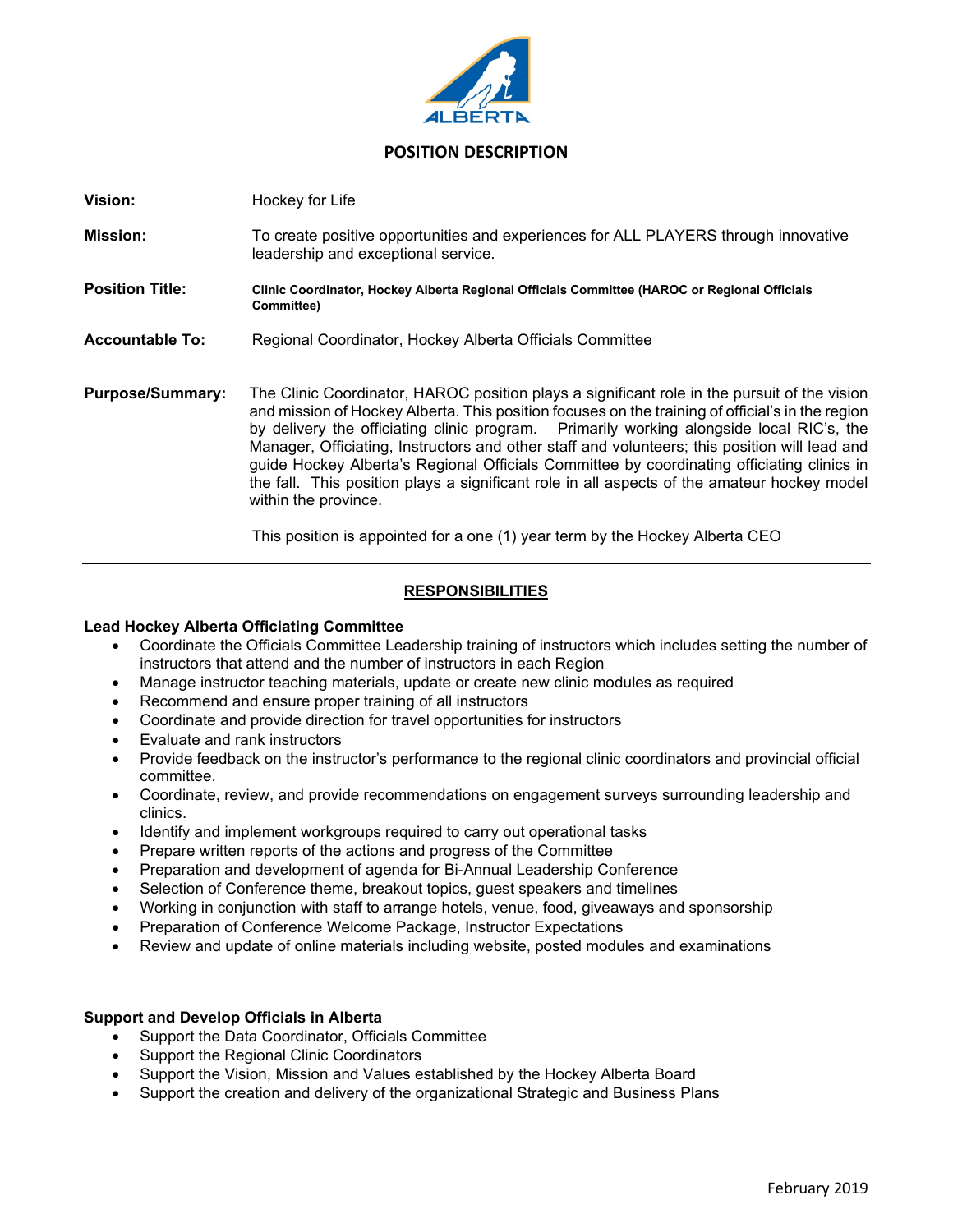ALBERTA

## POSITION DESCRIPTION

| | |
|---|---|
| **Vision:** | Hockey for Life |
| **Mission:** | To create positive opportunities and experiences for ALL PLAYERS through innovative leadership and exceptional service. |
| **Position Title:** | **Clinic Coordinator, Hockey Alberta Regional Officials Committee (HAROC or Regional Officials Committee)** |
| **Accountable To:** | Regional Coordinator, Hockey Alberta Officials Committee |
| **Purpose/Summary:** | The Clinic Coordinator, HAROC position plays a significant role in the pursuit of the vision and mission of Hockey Alberta. This position focuses on the training of official's in the region by delivery the officiating clinic program. Primarily working alongside local RIC's, the Manager, Officiating, Instructors and other staff and volunteers; this position will lead and guide Hockey Alberta's Regional Officials Committee by coordinating officiating clinics in the fall. This position plays a significant role in all aspects of the amateur hockey model within the province.<br><br>This position is appointed for a one (1) year term by the Hockey Alberta CEO |

## RESPONSIBILITIES

### Lead Hockey Alberta Officiating Committee

- Coordinate the Officials Committee Leadership training of instructors which includes setting the number of instructors that attend and the number of instructors in each Region
- Manage instructor teaching materials, update or create new clinic modules as required
- Recommend and ensure proper training of all instructors
- Coordinate and provide direction for travel opportunities for instructors
- Evaluate and rank instructors
- Provide feedback on the instructor's performance to the regional clinic coordinators and provincial official committee.
- Coordinate, review, and provide recommendations on engagement surveys surrounding leadership and clinics.
- Identify and implement workgroups required to carry out operational tasks
- Prepare written reports of the actions and progress of the Committee
- Preparation and development of agenda for Bi-Annual Leadership Conference
- Selection of Conference theme, breakout topics, guest speakers and timelines
- Working in conjunction with staff to arrange hotels, venue, food, giveaways and sponsorship
- Preparation of Conference Welcome Package, Instructor Expectations
- Review and update of online materials including website, posted modules and examinations

### Support and Develop Officials in Alberta

- Support the Data Coordinator, Officials Committee
- Support the Regional Clinic Coordinators
- Support the Vision, Mission and Values established by the Hockey Alberta Board
- Support the creation and delivery of the organizational Strategic and Business Plans

February 2019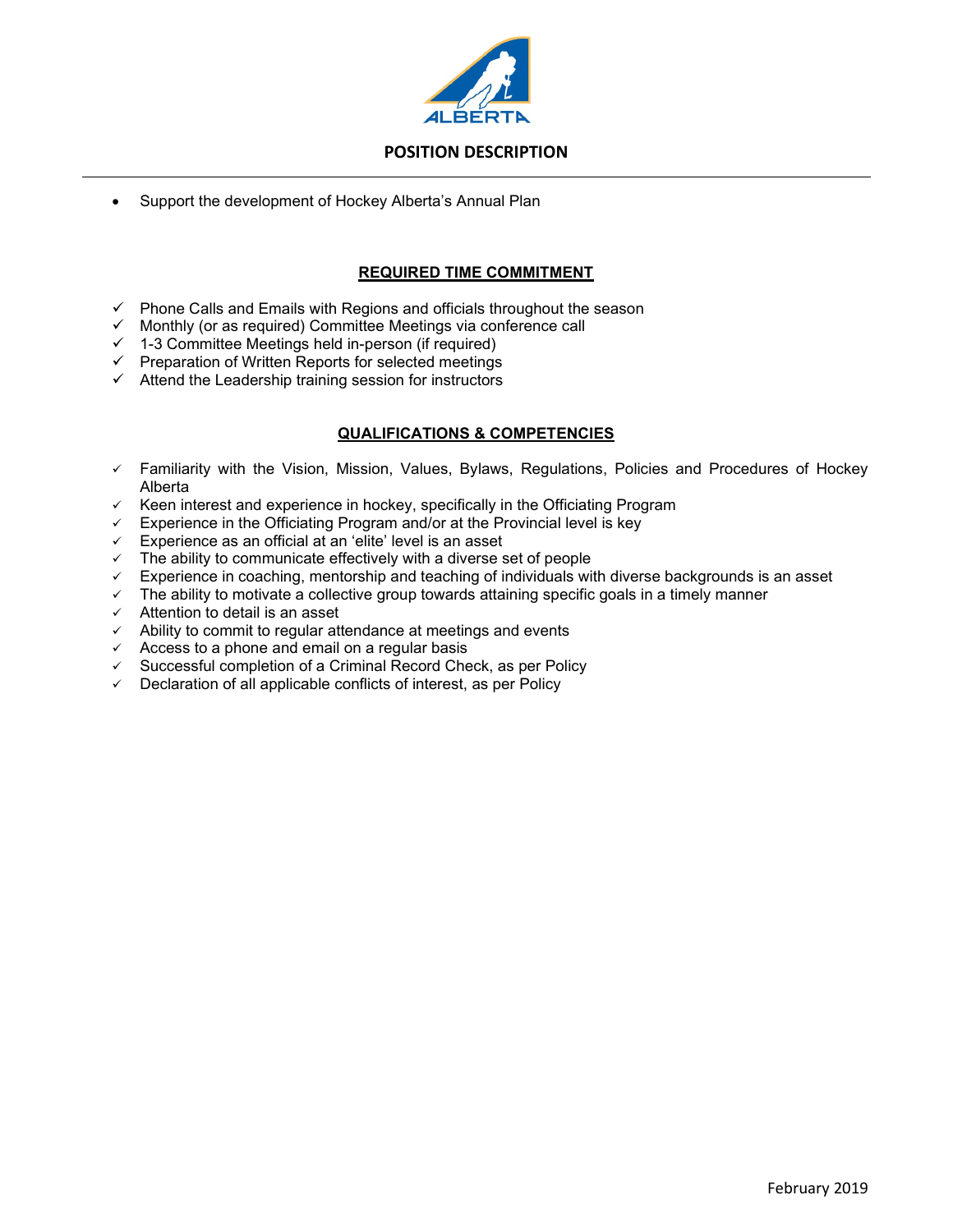## POSITION DESCRIPTION

- Support the development of Hockey Alberta's Annual Plan

### REQUIRED TIME COMMITMENT

- ✓ Phone Calls and Emails with Regions and officials throughout the season
- ✓ Monthly (or as required) Committee Meetings via conference call
- ✓ 1-3 Committee Meetings held in-person (if required)
- ✓ Preparation of Written Reports for selected meetings
- ✓ Attend the Leadership training session for instructors

### QUALIFICATIONS & COMPETENCIES

- ✓ Familiarity with the Vision, Mission, Values, Bylaws, Regulations, Policies and Procedures of Hockey Alberta
- ✓ Keen interest and experience in hockey, specifically in the Officiating Program
- ✓ Experience in the Officiating Program and/or at the Provincial level is key
- ✓ Experience as an official at an 'elite' level is an asset
- ✓ The ability to communicate effectively with a diverse set of people
- ✓ Experience in coaching, mentorship and teaching of individuals with diverse backgrounds is an asset
- ✓ The ability to motivate a collective group towards attaining specific goals in a timely manner
- ✓ Attention to detail is an asset
- ✓ Ability to commit to regular attendance at meetings and events
- ✓ Access to a phone and email on a regular basis
- ✓ Successful completion of a Criminal Record Check, as per Policy
- ✓ Declaration of all applicable conflicts of interest, as per Policy

February 2019